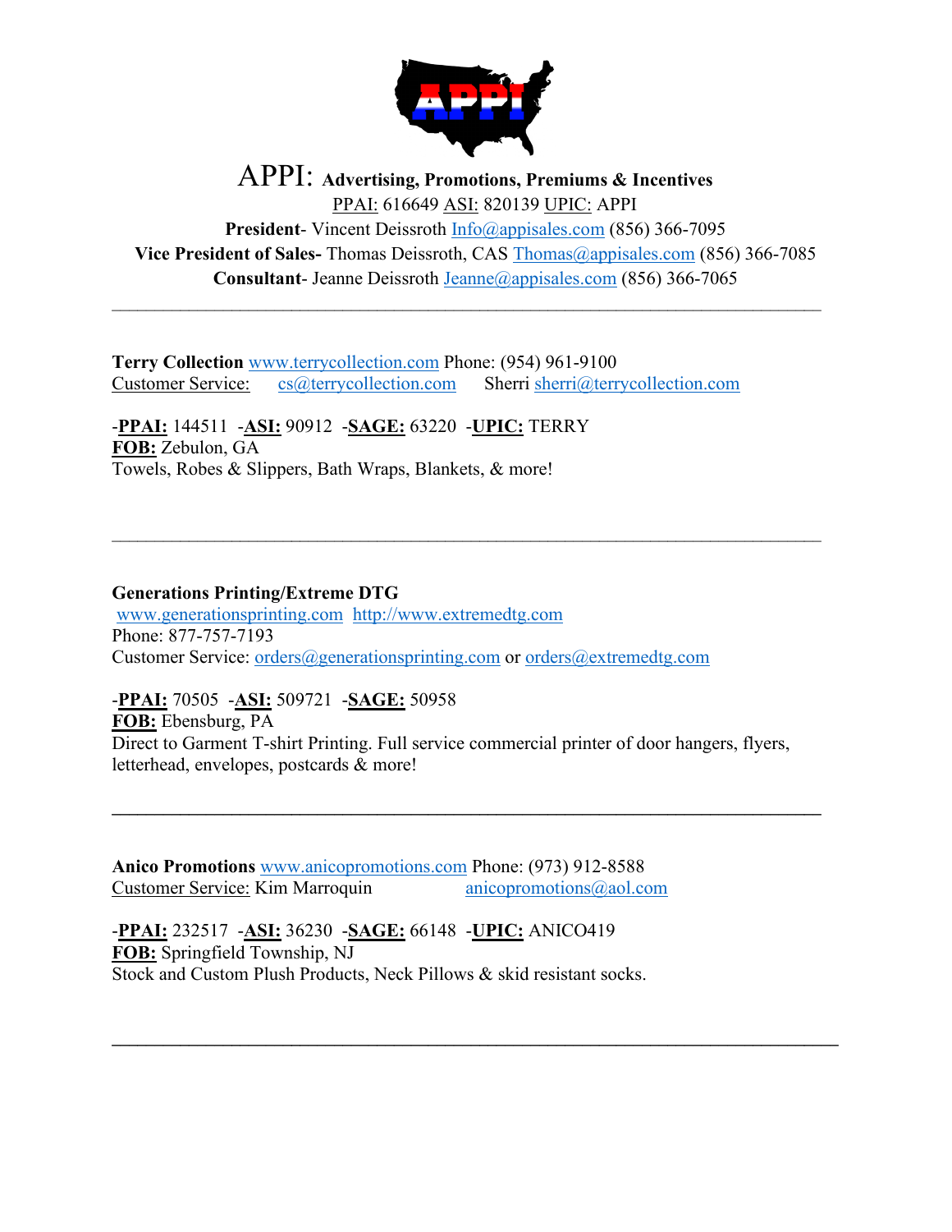# APPI: Advertising, Promotions, Premiums & Incentives

PPAI: 616649 ASI: 820139 UPIC: APPI

**President**- Vincent Deissroth Info@appisales.com (856) 366-7095

**Vice President of Sales-** Thomas Deissroth, CAS Thomas@appisales.com (856) 366-7085

**Consultant**- Jeanne Deissroth Jeanne@appisales.com (856) 366-7065

---

**Terry Collection** www.terrycollection.com Phone: (954) 961-9100

Customer Service: cs@terrycollection.com Sherri sherri@terrycollection.com

-**PPAI:** 144511 -**ASI:** 90912 -**SAGE:** 63220 -**UPIC:** TERRY

**FOB:** Zebulon, GA

Towels, Robes & Slippers, Bath Wraps, Blankets, & more!

---

**Generations Printing/Extreme DTG**

www.generationsprinting.com http://www.extremedtg.com

Phone: 877-757-7193

Customer Service: orders@generationsprinting.com or orders@extremedtg.com

-**PPAI:** 70505 -**ASI:** 509721 -**SAGE:** 50958

**FOB:** Ebensburg, PA

Direct to Garment T-shirt Printing. Full service commercial printer of door hangers, flyers, letterhead, envelopes, postcards & more!

---

**Anico Promotions** www.anicopromotions.com Phone: (973) 912-8588

Customer Service: Kim Marroquin anicopromotions@aol.com

-**PPAI:** 232517 -**ASI:** 36230 -**SAGE:** 66148 -**UPIC:** ANICO419

**FOB:** Springfield Township, NJ

Stock and Custom Plush Products, Neck Pillows & skid resistant socks.

---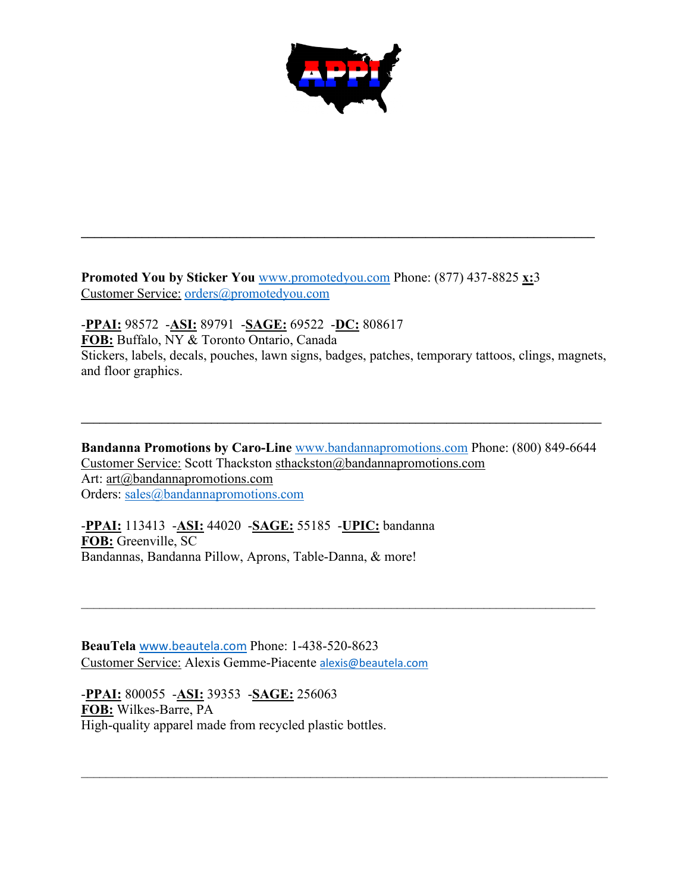---

**Promoted You by Sticker You** www.promotedyou.com Phone: (877) 437-8825 **x:**3
Customer Service: orders@promotedyou.com

-**PPAI:** 98572 -**ASI:** 89791 -**SAGE:** 69522 -**DC:** 808617
**FOB:** Buffalo, NY & Toronto Ontario, Canada
Stickers, labels, decals, pouches, lawn signs, badges, patches, temporary tattoos, clings, magnets, and floor graphics.

---

**Bandanna Promotions by Caro-Line** www.bandannapromotions.com Phone: (800) 849-6644
Customer Service: Scott Thackston sthackston@bandannapromotions.com
Art: art@bandannapromotions.com
Orders: sales@bandannapromotions.com

-**PPAI:** 113413 -**ASI:** 44020 -**SAGE:** 55185 -**UPIC:** bandanna
**FOB:** Greenville, SC
Bandannas, Bandanna Pillow, Aprons, Table-Danna, & more!

---

**BeauTela** www.beautela.com Phone: 1-438-520-8623
Customer Service: Alexis Gemme-Piacente alexis@beautela.com

-**PPAI:** 800055 -**ASI:** 39353 -**SAGE:** 256063
**FOB:** Wilkes-Barre, PA
High-quality apparel made from recycled plastic bottles.

---